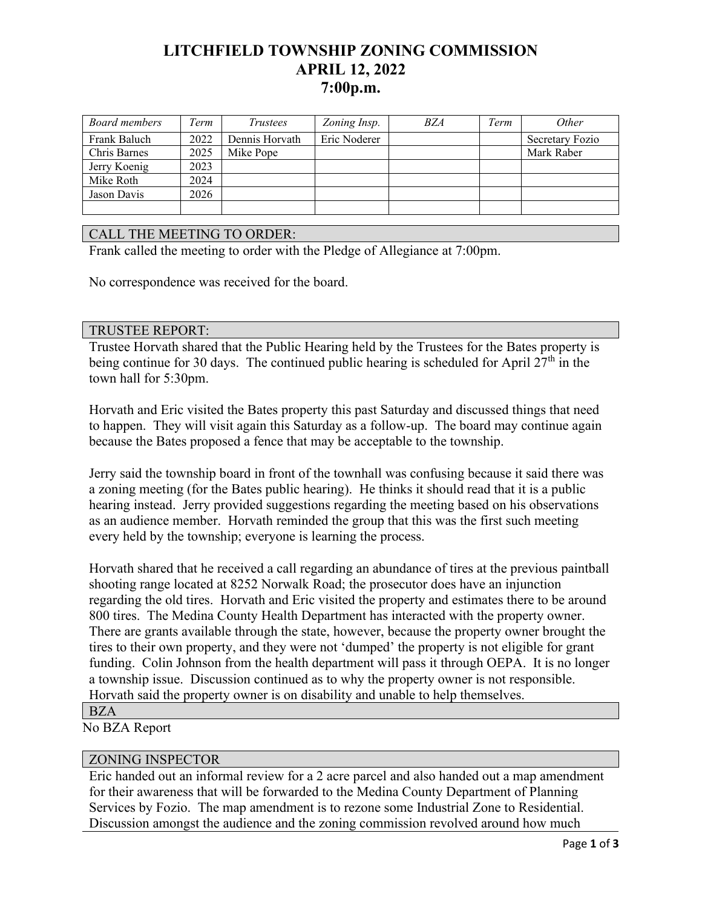# LITCHFIELD TOWNSHIP ZONING COMMISSION
## APRIL 12, 2022
## 7:00p.m.

| *Board members* | *Term* | *Trustees* | *Zoning Insp.* | *BZA* | *Term* | *Other* |
|---|---|---|---|---|---|---|
| Frank Baluch | 2022 | Dennis Horvath | Eric Noderer | | | Secretary Fozio |
| Chris Barnes | 2025 | Mike Pope | | | | Mark Raber |
| Jerry Koenig | 2023 | | | | | |
| Mike Roth | 2024 | | | | | |
| Jason Davis | 2026 | | | | | |
| | | | | | | |

### CALL THE MEETING TO ORDER:

Frank called the meeting to order with the Pledge of Allegiance at 7:00pm.

No correspondence was received for the board.

### TRUSTEE REPORT:

Trustee Horvath shared that the Public Hearing held by the Trustees for the Bates property is being continue for 30 days. The continued public hearing is scheduled for April 27th in the town hall for 5:30pm.

Horvath and Eric visited the Bates property this past Saturday and discussed things that need to happen. They will visit again this Saturday as a follow-up. The board may continue again because the Bates proposed a fence that may be acceptable to the township.

Jerry said the township board in front of the townhall was confusing because it said there was a zoning meeting (for the Bates public hearing). He thinks it should read that it is a public hearing instead. Jerry provided suggestions regarding the meeting based on his observations as an audience member. Horvath reminded the group that this was the first such meeting every held by the township; everyone is learning the process.

Horvath shared that he received a call regarding an abundance of tires at the previous paintball shooting range located at 8252 Norwalk Road; the prosecutor does have an injunction regarding the old tires. Horvath and Eric visited the property and estimates there to be around 800 tires. The Medina County Health Department has interacted with the property owner. There are grants available through the state, however, because the property owner brought the tires to their own property, and they were not 'dumped' the property is not eligible for grant funding. Colin Johnson from the health department will pass it through OEPA. It is no longer a township issue. Discussion continued as to why the property owner is not responsible. Horvath said the property owner is on disability and unable to help themselves.

### BZA

No BZA Report

### ZONING INSPECTOR

Eric handed out an informal review for a 2 acre parcel and also handed out a map amendment for their awareness that will be forwarded to the Medina County Department of Planning Services by Fozio. The map amendment is to rezone some Industrial Zone to Residential. Discussion amongst the audience and the zoning commission revolved around how much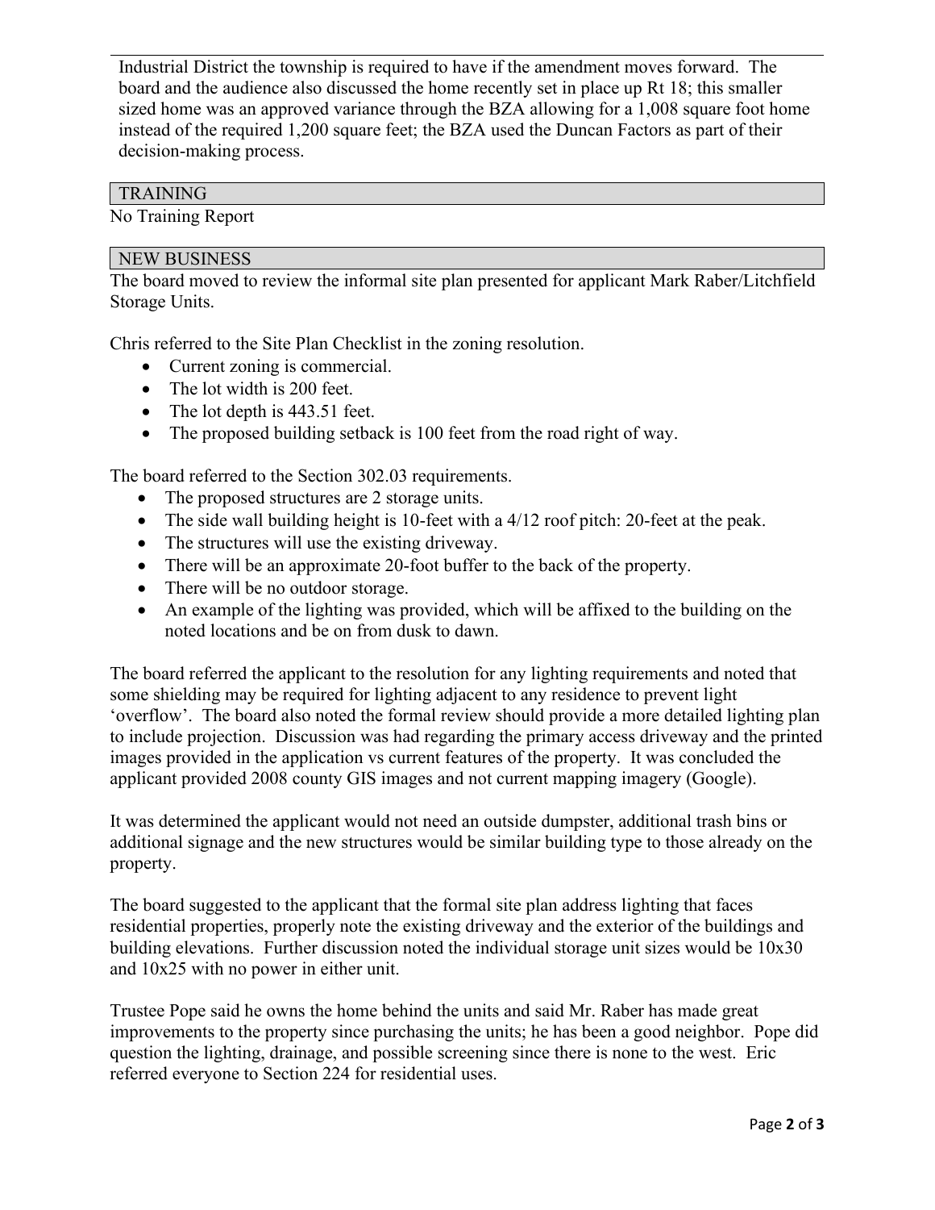Industrial District the township is required to have if the amendment moves forward. The board and the audience also discussed the home recently set in place up Rt 18; this smaller sized home was an approved variance through the BZA allowing for a 1,008 square foot home instead of the required 1,200 square feet; the BZA used the Duncan Factors as part of their decision-making process.

## TRAINING

No Training Report

## NEW BUSINESS

The board moved to review the informal site plan presented for applicant Mark Raber/Litchfield Storage Units.

Chris referred to the Site Plan Checklist in the zoning resolution.

- Current zoning is commercial.
- The lot width is 200 feet.
- The lot depth is 443.51 feet.
- The proposed building setback is 100 feet from the road right of way.

The board referred to the Section 302.03 requirements.

- The proposed structures are 2 storage units.
- The side wall building height is 10-feet with a 4/12 roof pitch: 20-feet at the peak.
- The structures will use the existing driveway.
- There will be an approximate 20-foot buffer to the back of the property.
- There will be no outdoor storage.
- An example of the lighting was provided, which will be affixed to the building on the noted locations and be on from dusk to dawn.

The board referred the applicant to the resolution for any lighting requirements and noted that some shielding may be required for lighting adjacent to any residence to prevent light 'overflow'. The board also noted the formal review should provide a more detailed lighting plan to include projection. Discussion was had regarding the primary access driveway and the printed images provided in the application vs current features of the property. It was concluded the applicant provided 2008 county GIS images and not current mapping imagery (Google).

It was determined the applicant would not need an outside dumpster, additional trash bins or additional signage and the new structures would be similar building type to those already on the property.

The board suggested to the applicant that the formal site plan address lighting that faces residential properties, properly note the existing driveway and the exterior of the buildings and building elevations. Further discussion noted the individual storage unit sizes would be 10x30 and 10x25 with no power in either unit.

Trustee Pope said he owns the home behind the units and said Mr. Raber has made great improvements to the property since purchasing the units; he has been a good neighbor. Pope did question the lighting, drainage, and possible screening since there is none to the west. Eric referred everyone to Section 224 for residential uses.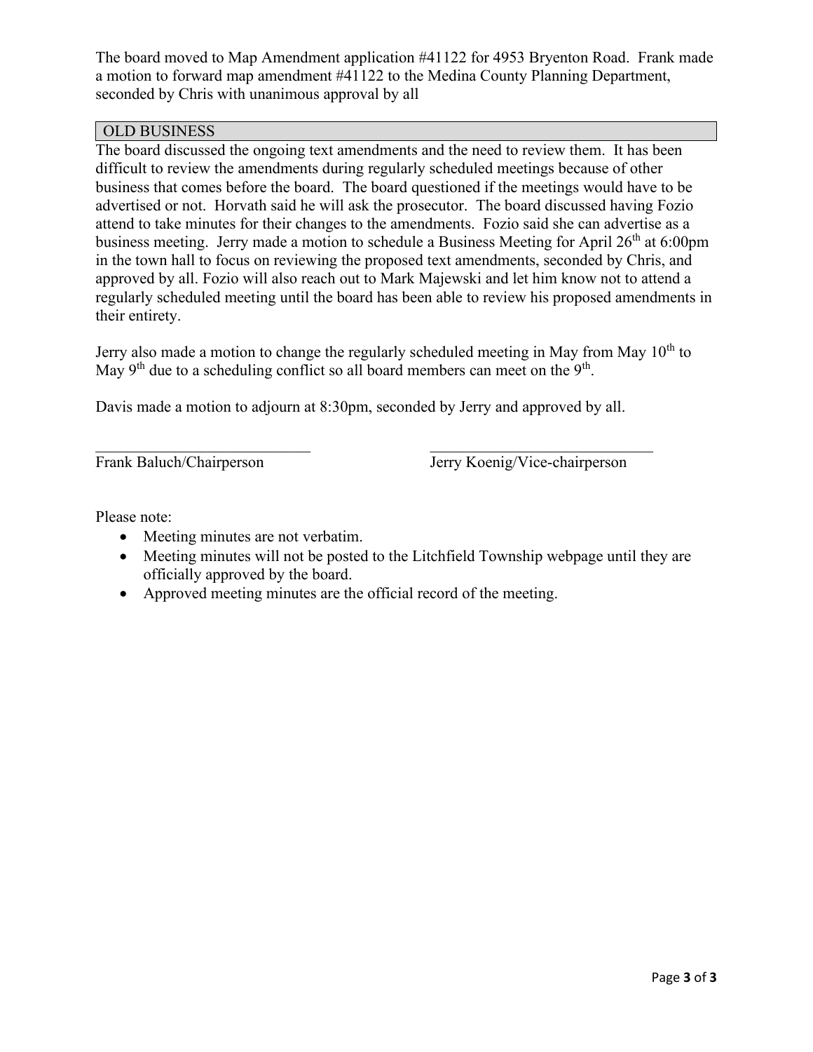The board moved to Map Amendment application #41122 for 4953 Bryenton Road. Frank made a motion to forward map amendment #41122 to the Medina County Planning Department, seconded by Chris with unanimous approval by all

## OLD BUSINESS

The board discussed the ongoing text amendments and the need to review them. It has been difficult to review the amendments during regularly scheduled meetings because of other business that comes before the board. The board questioned if the meetings would have to be advertised or not. Horvath said he will ask the prosecutor. The board discussed having Fozio attend to take minutes for their changes to the amendments. Fozio said she can advertise as a business meeting. Jerry made a motion to schedule a Business Meeting for April 26th at 6:00pm in the town hall to focus on reviewing the proposed text amendments, seconded by Chris, and approved by all. Fozio will also reach out to Mark Majewski and let him know not to attend a regularly scheduled meeting until the board has been able to review his proposed amendments in their entirety.

Jerry also made a motion to change the regularly scheduled meeting in May from May 10th to May 9th due to a scheduling conflict so all board members can meet on the 9th.

Davis made a motion to adjourn at 8:30pm, seconded by Jerry and approved by all.

\_\_\_\_\_\_\_\_\_\_\_\_\_\_\_\_\_\_\_\_\_\_\_\_\_\_\_\_
Frank Baluch/Chairperson

\_\_\_\_\_\_\_\_\_\_\_\_\_\_\_\_\_\_\_\_\_\_\_\_\_\_\_\_
Jerry Koenig/Vice-chairperson

Please note:

- Meeting minutes are not verbatim.
- Meeting minutes will not be posted to the Litchfield Township webpage until they are officially approved by the board.
- Approved meeting minutes are the official record of the meeting.